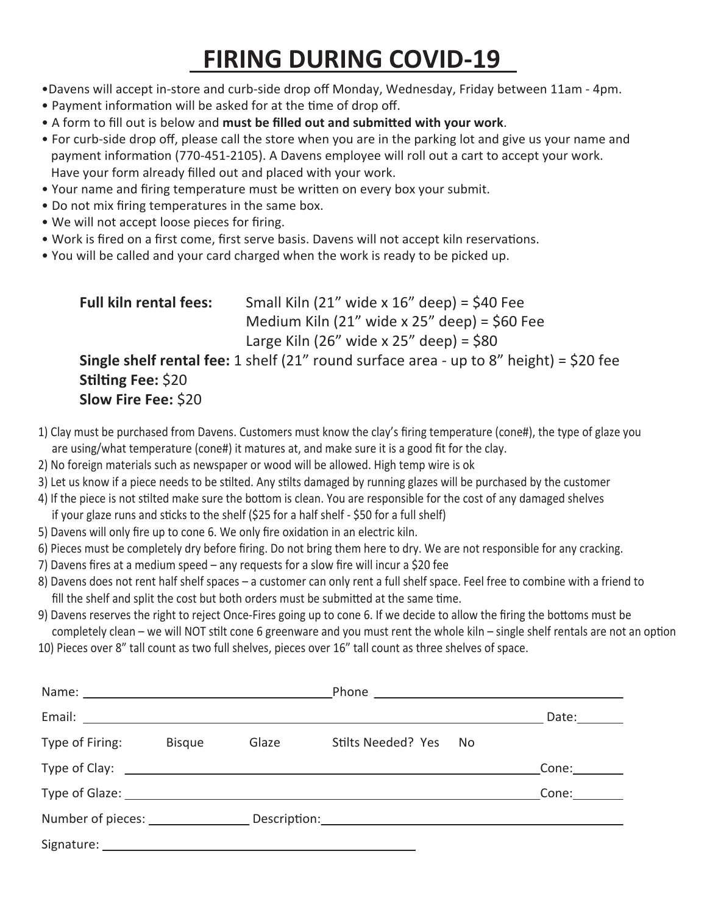# FIRING DURING COVID-19

- Davens will accept in-store and curb-side drop off Monday, Wednesday, Friday between 11am - 4pm.
- Payment information will be asked for at the time of drop off.
- A form to fill out is below and **must be filled out and submitted with your work**.
- For curb-side drop off, please call the store when you are in the parking lot and give us your name and payment information (770-451-2105). A Davens employee will roll out a cart to accept your work. Have your form already filled out and placed with your work.
- Your name and firing temperature must be written on every box your submit.
- Do not mix firing temperatures in the same box.
- We will not accept loose pieces for firing.
- Work is fired on a first come, first serve basis. Davens will not accept kiln reservations.
- You will be called and your card charged when the work is ready to be picked up.

**Full kiln rental fees:** Small Kiln (21" wide x 16" deep) = $40 Fee
Medium Kiln (21" wide x 25" deep) = $60 Fee
Large Kiln (26" wide x 25" deep) = $80

**Single shelf rental fee:** 1 shelf (21" round surface area - up to 8" height) = $20 fee

**Stilting Fee:** $20

**Slow Fire Fee:** $20

1) Clay must be purchased from Davens. Customers must know the clay's firing temperature (cone#), the type of glaze you are using/what temperature (cone#) it matures at, and make sure it is a good fit for the clay.
2) No foreign materials such as newspaper or wood will be allowed. High temp wire is ok
3) Let us know if a piece needs to be stilted. Any stilts damaged by running glazes will be purchased by the customer
4) If the piece is not stilted make sure the bottom is clean. You are responsible for the cost of any damaged shelves if your glaze runs and sticks to the shelf ($25 for a half shelf - $50 for a full shelf)
5) Davens will only fire up to cone 6. We only fire oxidation in an electric kiln.
6) Pieces must be completely dry before firing. Do not bring them here to dry. We are not responsible for any cracking.
7) Davens fires at a medium speed – any requests for a slow fire will incur a $20 fee
8) Davens does not rent half shelf spaces – a customer can only rent a full shelf space. Feel free to combine with a friend to fill the shelf and split the cost but both orders must be submitted at the same time.
9) Davens reserves the right to reject Once-Fires going up to cone 6. If we decide to allow the firing the bottoms must be completely clean – we will NOT stilt cone 6 greenware and you must rent the whole kiln – single shelf rentals are not an option
10) Pieces over 8" tall count as two full shelves, pieces over 16" tall count as three shelves of space.

Name: ______________________ Phone ______________________

Email: ______________________________________________ Date: ________

Type of Firing: Bisque Glaze Stilts Needed? Yes No

Type of Clay: ______________________________________________ Cone: ________

Type of Glaze: ______________________________________________ Cone: ________

Number of pieces: ____________ Description: ______________________________

Signature: ______________________________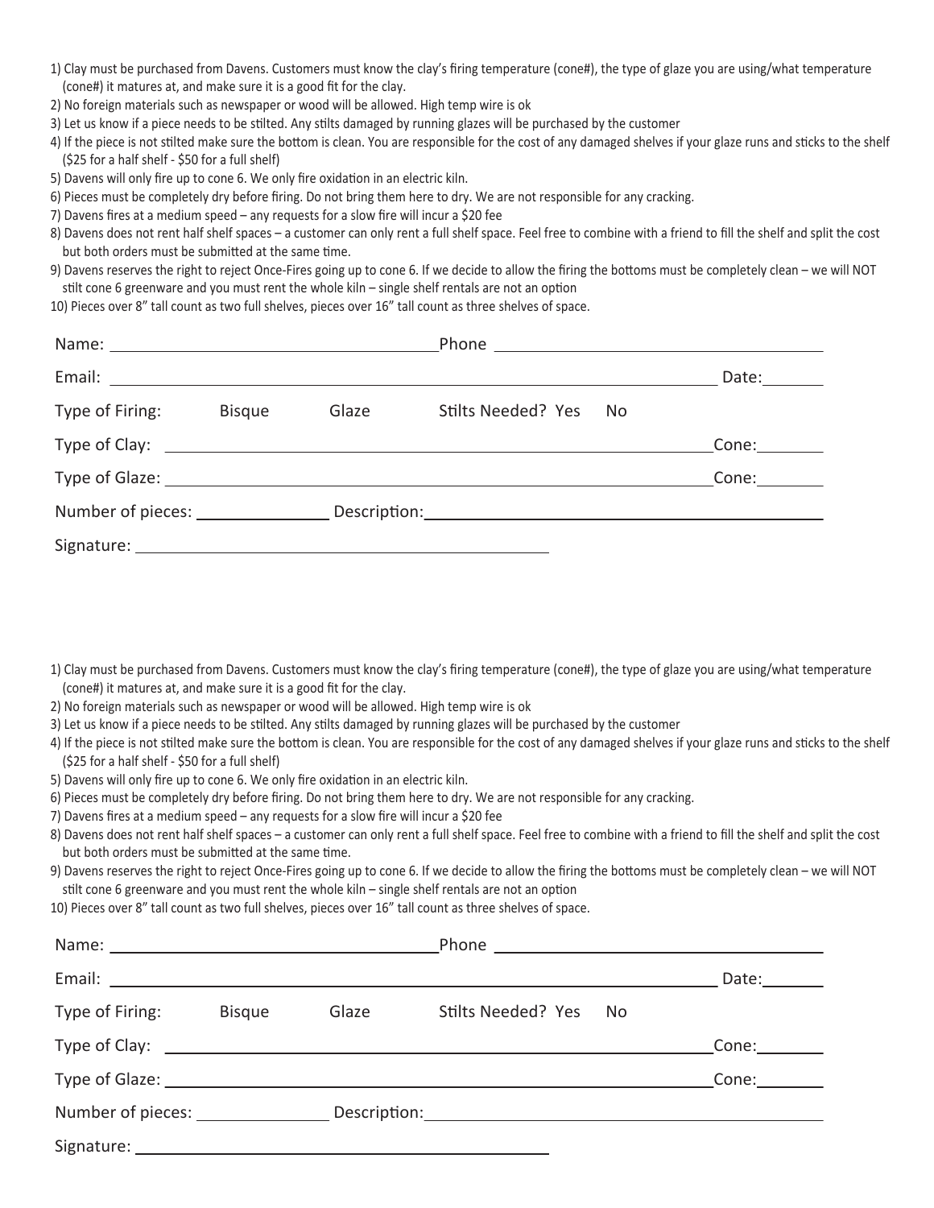1) Clay must be purchased from Davens. Customers must know the clay's firing temperature (cone#), the type of glaze you are using/what temperature (cone#) it matures at, and make sure it is a good fit for the clay.
2) No foreign materials such as newspaper or wood will be allowed. High temp wire is ok
3) Let us know if a piece needs to be stilted. Any stilts damaged by running glazes will be purchased by the customer
4) If the piece is not stilted make sure the bottom is clean. You are responsible for the cost of any damaged shelves if your glaze runs and sticks to the shelf ($25 for a half shelf - $50 for a full shelf)
5) Davens will only fire up to cone 6. We only fire oxidation in an electric kiln.
6) Pieces must be completely dry before firing. Do not bring them here to dry. We are not responsible for any cracking.
7) Davens fires at a medium speed – any requests for a slow fire will incur a $20 fee
8) Davens does not rent half shelf spaces – a customer can only rent a full shelf space. Feel free to combine with a friend to fill the shelf and split the cost but both orders must be submitted at the same time.
9) Davens reserves the right to reject Once-Fires going up to cone 6. If we decide to allow the firing the bottoms must be completely clean – we will NOT stilt cone 6 greenware and you must rent the whole kiln – single shelf rentals are not an option
10) Pieces over 8" tall count as two full shelves, pieces over 16" tall count as three shelves of space.

Name: ______________________ Phone ______________________

Email: ______________________________________________ Date: ________

Type of Firing: Bisque Glaze Stilts Needed? Yes No

Type of Clay: ______________________________________________ Cone: ________

Type of Glaze: ______________________________________________ Cone: ________

Number of pieces: ____________ Description: ______________________________

Signature: ______________________________

1) Clay must be purchased from Davens. Customers must know the clay's firing temperature (cone#), the type of glaze you are using/what temperature (cone#) it matures at, and make sure it is a good fit for the clay.
2) No foreign materials such as newspaper or wood will be allowed. High temp wire is ok
3) Let us know if a piece needs to be stilted. Any stilts damaged by running glazes will be purchased by the customer
4) If the piece is not stilted make sure the bottom is clean. You are responsible for the cost of any damaged shelves if your glaze runs and sticks to the shelf ($25 for a half shelf - $50 for a full shelf)
5) Davens will only fire up to cone 6. We only fire oxidation in an electric kiln.
6) Pieces must be completely dry before firing. Do not bring them here to dry. We are not responsible for any cracking.
7) Davens fires at a medium speed – any requests for a slow fire will incur a $20 fee
8) Davens does not rent half shelf spaces – a customer can only rent a full shelf space. Feel free to combine with a friend to fill the shelf and split the cost but both orders must be submitted at the same time.
9) Davens reserves the right to reject Once-Fires going up to cone 6. If we decide to allow the firing the bottoms must be completely clean – we will NOT stilt cone 6 greenware and you must rent the whole kiln – single shelf rentals are not an option
10) Pieces over 8" tall count as two full shelves, pieces over 16" tall count as three shelves of space.

Name: ______________________ Phone ______________________

Email: ______________________________________________ Date: ________

Type of Firing: Bisque Glaze Stilts Needed? Yes No

Type of Clay: ______________________________________________ Cone: ________

Type of Glaze: ______________________________________________ Cone: ________

Number of pieces: ____________ Description: ______________________________

Signature: ______________________________